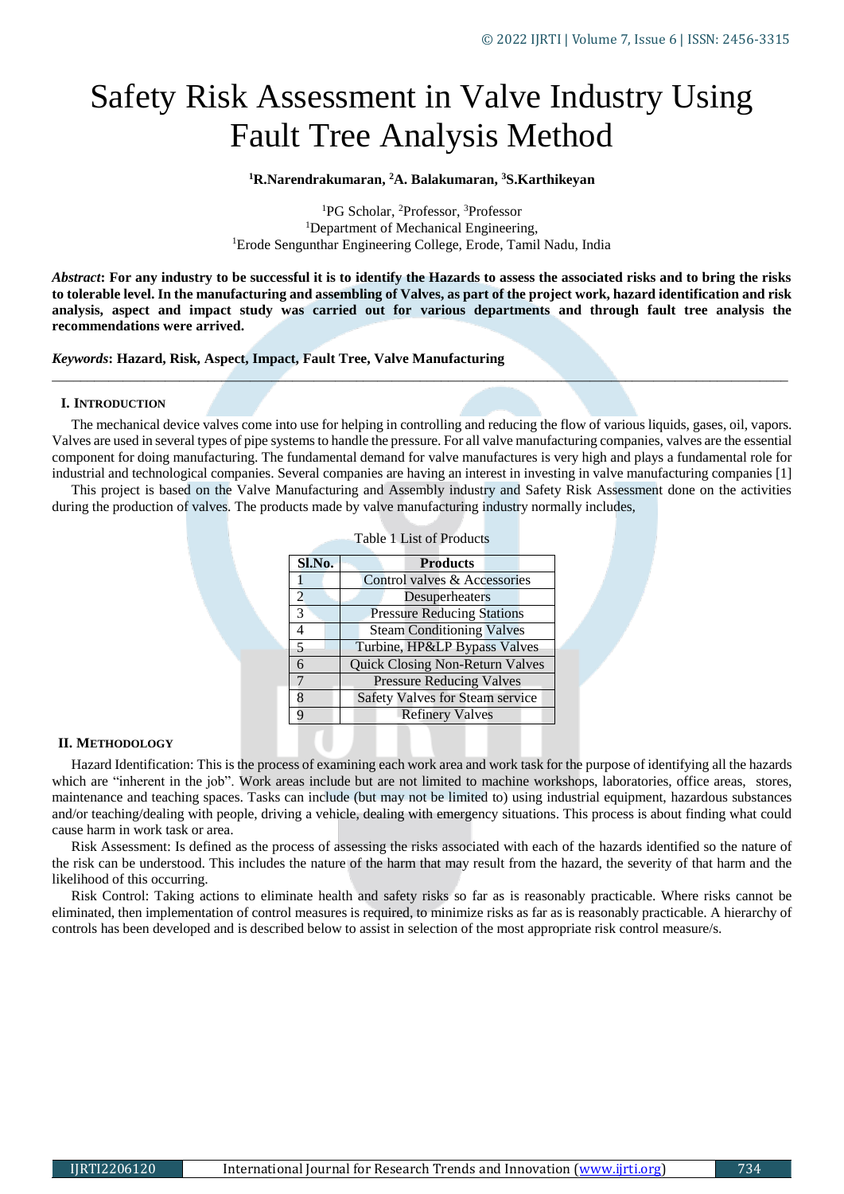# Safety Risk Assessment in Valve Industry Using Fault Tree Analysis Method

**[1]R.Narendrakumaran, [2]A. Balakumaran, [3]S.Karthikeyan**

[1]PG Scholar, [2]Professor, [3]Professor
[1]Department of Mechanical Engineering,
[1]Erode Sengunthar Engineering College, Erode, Tamil Nadu, India

***Abstract*: For any industry to be successful it is to identify the Hazards to assess the associated risks and to bring the risks to tolerable level. In the manufacturing and assembling of Valves, as part of the project work, hazard identification and risk analysis, aspect and impact study was carried out for various departments and through fault tree analysis the recommendations were arrived.**

***Keywords*: Hazard, Risk, Aspect, Impact, Fault Tree, Valve Manufacturing**

## I. INTRODUCTION

The mechanical device valves come into use for helping in controlling and reducing the flow of various liquids, gases, oil, vapors. Valves are used in several types of pipe systems to handle the pressure. For all valve manufacturing companies, valves are the essential component for doing manufacturing. The fundamental demand for valve manufactures is very high and plays a fundamental role for industrial and technological companies. Several companies are having an interest in investing in valve manufacturing companies [1]

This project is based on the Valve Manufacturing and Assembly industry and Safety Risk Assessment done on the activities during the production of valves. The products made by valve manufacturing industry normally includes,

Table 1 List of Products

| Sl.No. | Products |
|---|---|
| 1 | Control valves & Accessories |
| 2 | Desuperheaters |
| 3 | Pressure Reducing Stations |
| 4 | Steam Conditioning Valves |
| 5 | Turbine, HP&LP Bypass Valves |
| 6 | Quick Closing Non-Return Valves |
| 7 | Pressure Reducing Valves |
| 8 | Safety Valves for Steam service |
| 9 | Refinery Valves |

## II. METHODOLOGY

Hazard Identification: This is the process of examining each work area and work task for the purpose of identifying all the hazards which are "inherent in the job". Work areas include but are not limited to machine workshops, laboratories, office areas, stores, maintenance and teaching spaces. Tasks can include (but may not be limited to) using industrial equipment, hazardous substances and/or teaching/dealing with people, driving a vehicle, dealing with emergency situations. This process is about finding what could cause harm in work task or area.

Risk Assessment: Is defined as the process of assessing the risks associated with each of the hazards identified so the nature of the risk can be understood. This includes the nature of the harm that may result from the hazard, the severity of that harm and the likelihood of this occurring.

Risk Control: Taking actions to eliminate health and safety risks so far as is reasonably practicable. Where risks cannot be eliminated, then implementation of control measures is required, to minimize risks as far as is reasonably practicable. A hierarchy of controls has been developed and is described below to assist in selection of the most appropriate risk control measure/s.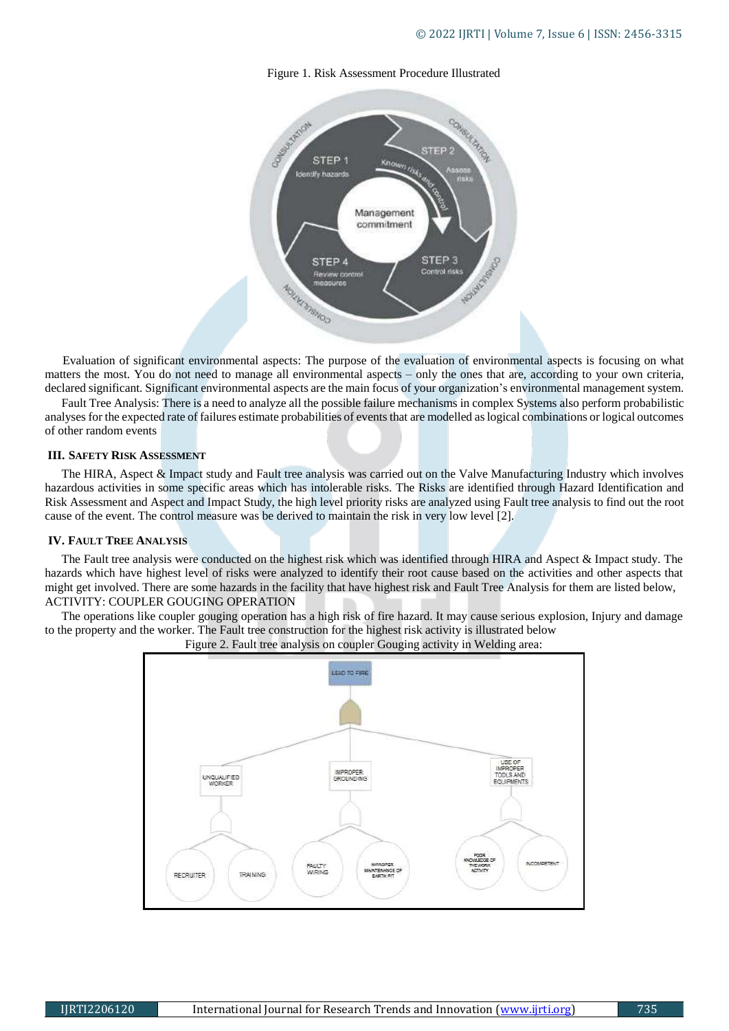Figure 1. Risk Assessment Procedure Illustrated

Evaluation of significant environmental aspects: The purpose of the evaluation of environmental aspects is focusing on what matters the most. You do not need to manage all environmental aspects – only the ones that are, according to your own criteria, declared significant. Significant environmental aspects are the main focus of your organization's environmental management system.

Fault Tree Analysis: There is a need to analyze all the possible failure mechanisms in complex Systems also perform probabilistic analyses for the expected rate of failures estimate probabilities of events that are modelled as logical combinations or logical outcomes of other random events

## III. SAFETY RISK ASSESSMENT

The HIRA, Aspect & Impact study and Fault tree analysis was carried out on the Valve Manufacturing Industry which involves hazardous activities in some specific areas which has intolerable risks. The Risks are identified through Hazard Identification and Risk Assessment and Aspect and Impact Study, the high level priority risks are analyzed using Fault tree analysis to find out the root cause of the event. The control measure was be derived to maintain the risk in very low level [2].

## IV. FAULT TREE ANALYSIS

The Fault tree analysis were conducted on the highest risk which was identified through HIRA and Aspect & Impact study. The hazards which have highest level of risks were analyzed to identify their root cause based on the activities and other aspects that might get involved. There are some hazards in the facility that have highest risk and Fault Tree Analysis for them are listed below,
ACTIVITY: COUPLER GOUGING OPERATION

The operations like coupler gouging operation has a high risk of fire hazard. It may cause serious explosion, Injury and damage to the property and the worker. The Fault tree construction for the highest risk activity is illustrated below

Figure 2. Fault tree analysis on coupler Gouging activity in Welding area: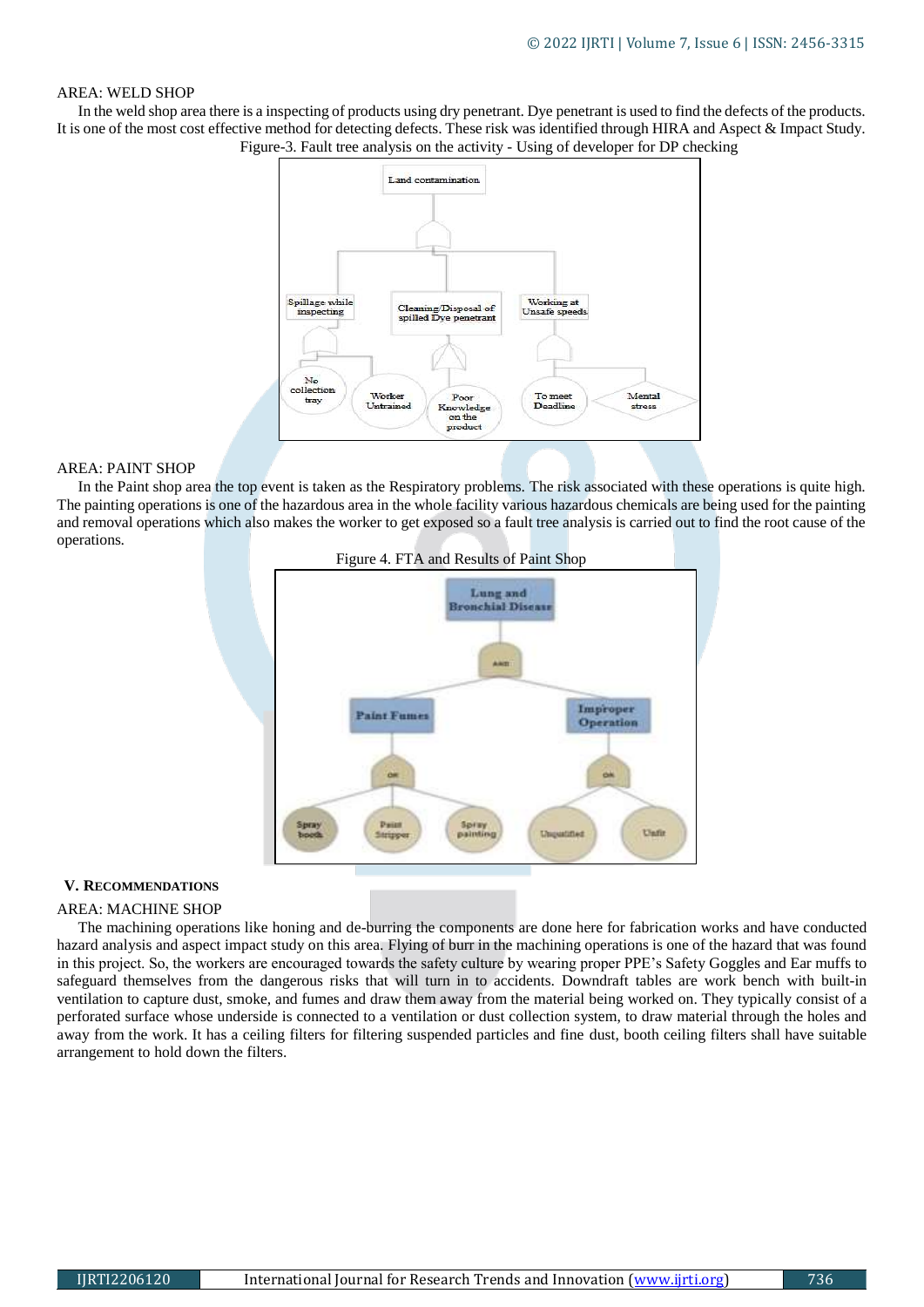AREA: WELD SHOP

In the weld shop area there is a inspecting of products using dry penetrant. Dye penetrant is used to find the defects of the products. It is one of the most cost effective method for detecting defects. These risk was identified through HIRA and Aspect & Impact Study.

Figure-3. Fault tree analysis on the activity - Using of developer for DP checking

AREA: PAINT SHOP

In the Paint shop area the top event is taken as the Respiratory problems. The risk associated with these operations is quite high. The painting operations is one of the hazardous area in the whole facility various hazardous chemicals are being used for the painting and removal operations which also makes the worker to get exposed so a fault tree analysis is carried out to find the root cause of the operations.

Figure 4. FTA and Results of Paint Shop

## V. RECOMMENDATIONS

AREA: MACHINE SHOP

The machining operations like honing and de-burring the components are done here for fabrication works and have conducted hazard analysis and aspect impact study on this area. Flying of burr in the machining operations is one of the hazard that was found in this project. So, the workers are encouraged towards the safety culture by wearing proper PPE's Safety Goggles and Ear muffs to safeguard themselves from the dangerous risks that will turn in to accidents. Downdraft tables are work bench with built-in ventilation to capture dust, smoke, and fumes and draw them away from the material being worked on. They typically consist of a perforated surface whose underside is connected to a ventilation or dust collection system, to draw material through the holes and away from the work. It has a ceiling filters for filtering suspended particles and fine dust, booth ceiling filters shall have suitable arrangement to hold down the filters.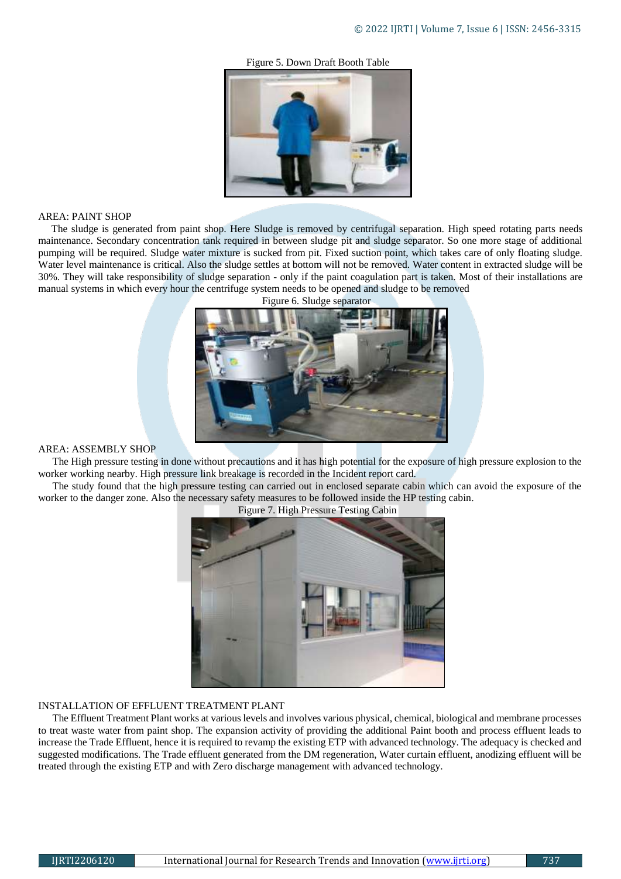Figure 5. Down Draft Booth Table

AREA: PAINT SHOP

The sludge is generated from paint shop. Here Sludge is removed by centrifugal separation. High speed rotating parts needs maintenance. Secondary concentration tank required in between sludge pit and sludge separator. So one more stage of additional pumping will be required. Sludge water mixture is sucked from pit. Fixed suction point, which takes care of only floating sludge. Water level maintenance is critical. Also the sludge settles at bottom will not be removed. Water content in extracted sludge will be 30%. They will take responsibility of sludge separation - only if the paint coagulation part is taken. Most of their installations are manual systems in which every hour the centrifuge system needs to be opened and sludge to be removed

Figure 6. Sludge separator

AREA: ASSEMBLY SHOP

The High pressure testing in done without precautions and it has high potential for the exposure of high pressure explosion to the worker working nearby. High pressure link breakage is recorded in the Incident report card.

The study found that the high pressure testing can carried out in enclosed separate cabin which can avoid the exposure of the worker to the danger zone. Also the necessary safety measures to be followed inside the HP testing cabin.

Figure 7. High Pressure Testing Cabin

INSTALLATION OF EFFLUENT TREATMENT PLANT

The Effluent Treatment Plant works at various levels and involves various physical, chemical, biological and membrane processes to treat waste water from paint shop. The expansion activity of providing the additional Paint booth and process effluent leads to increase the Trade Effluent, hence it is required to revamp the existing ETP with advanced technology. The adequacy is checked and suggested modifications. The Trade effluent generated from the DM regeneration, Water curtain effluent, anodizing effluent will be treated through the existing ETP and with Zero discharge management with advanced technology.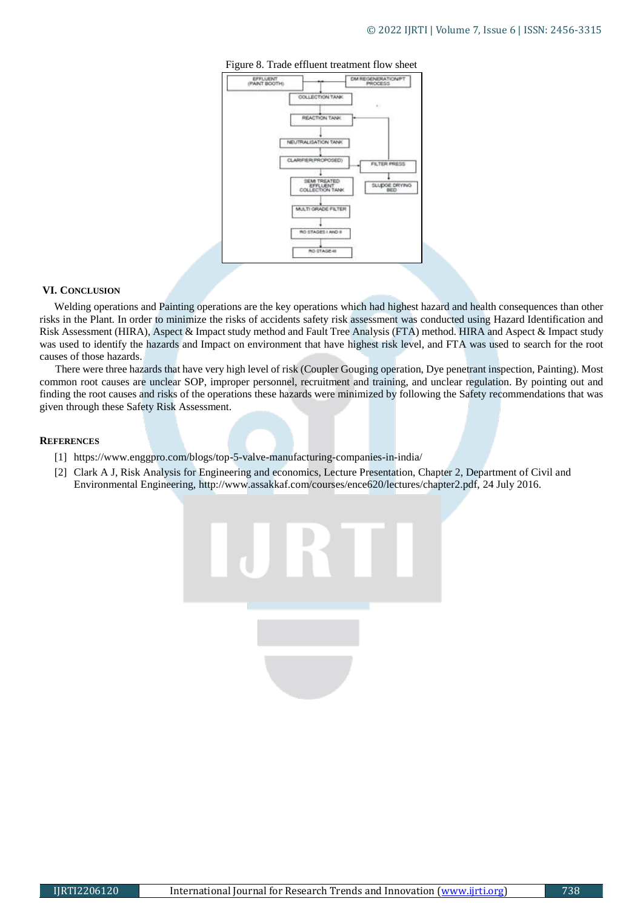Figure 8. Trade effluent treatment flow sheet

EFFLUENT (PAINT BOOTH)

DM REGENERATION/PT PROCESS

COLLECTION TANK

REACTION TANK

NEUTRALISATION TANK

CLARIFIER(PROPOSED)

FILTER PRESS

SEMI TREATED EFFLUENT COLLECTION TANK

SLUDGE DRYING BED

MULTI GRADE FILTER

RO STAGES I AND II

RO STAGE-III

## VI. Conclusion

Welding operations and Painting operations are the key operations which had highest hazard and health consequences than other risks in the Plant. In order to minimize the risks of accidents safety risk assessment was conducted using Hazard Identification and Risk Assessment (HIRA), Aspect & Impact study method and Fault Tree Analysis (FTA) method. HIRA and Aspect & Impact study was used to identify the hazards and Impact on environment that have highest risk level, and FTA was used to search for the root causes of those hazards.

There were three hazards that have very high level of risk (Coupler Gouging operation, Dye penetrant inspection, Painting). Most common root causes are unclear SOP, improper personnel, recruitment and training, and unclear regulation. By pointing out and finding the root causes and risks of the operations these hazards were minimized by following the Safety recommendations that was given through these Safety Risk Assessment.

## References

[1] https://www.enggpro.com/blogs/top-5-valve-manufacturing-companies-in-india/

[2] Clark A J, Risk Analysis for Engineering and economics, Lecture Presentation, Chapter 2, Department of Civil and Environmental Engineering, http://www.assakkaf.com/courses/ence620/lectures/chapter2.pdf, 24 July 2016.